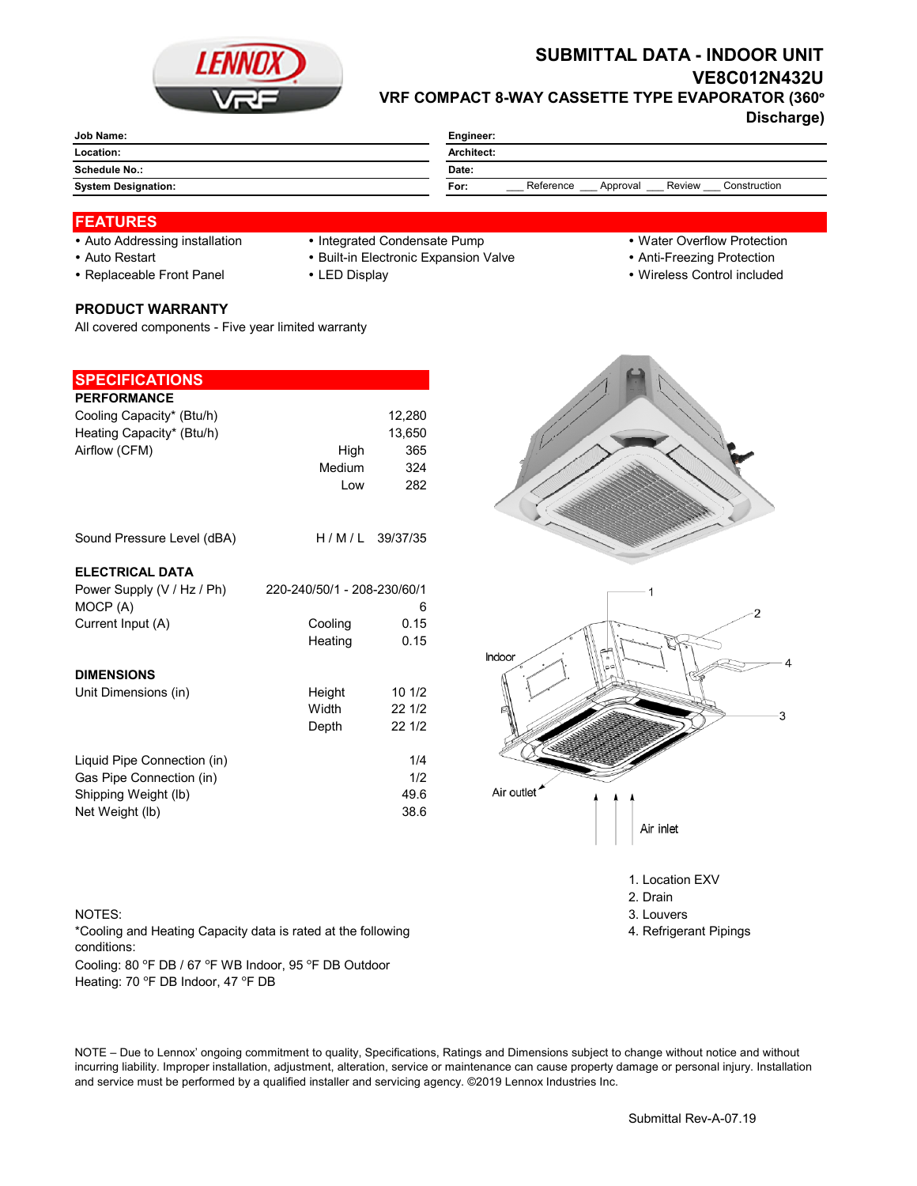# SUBMITTAL DATA - INDOOR UNIT

## VE8C012N432U

### VRF COMPACT 8-WAY CASSETTE TYPE EVAPORATOR (360° Discharge)

| Job Name: | Engineer: |
|---|---|
| Location: | Architect: |
| Schedule No.: | Date: |
| System Designation: | For: ___ Reference ___ Approval ___ Review ___ Construction |

## FEATURES

- Auto Addressing installation
- Auto Restart
- Replaceable Front Panel
- Integrated Condensate Pump
- Built-in Electronic Expansion Valve
- LED Display
- Water Overflow Protection
- Anti-Freezing Protection
- Wireless Control included

### PRODUCT WARRANTY

All covered components - Five year limited warranty

## SPECIFICATIONS

### PERFORMANCE

| | | |
|---|---|---|
| Cooling Capacity* (Btu/h) | | 12,280 |
| Heating Capacity* (Btu/h) | | 13,650 |
| Airflow (CFM) | High | 365 |
| | Medium | 324 |
| | Low | 282 |
| Sound Pressure Level (dBA) | H / M / L | 39/37/35 |

### ELECTRICAL DATA

| | | |
|---|---|---|
| Power Supply (V / Hz / Ph) | | 220-240/50/1 - 208-230/60/1 |
| MOCP (A) | | 6 |
| Current Input (A) | Cooling | 0.15 |
| | Heating | 0.15 |

### DIMENSIONS

| | | |
|---|---|---|
| Unit Dimensions (in) | Height | 10 1/2 |
| | Width | 22 1/2 |
| | Depth | 22 1/2 |
| Liquid Pipe Connection (in) | | 1/4 |
| Gas Pipe Connection (in) | | 1/2 |
| Shipping Weight (lb) | | 49.6 |
| Net Weight (lb) | | 38.6 |

Indoor

Air outlet

Air inlet

1. Location EXV
2. Drain
3. Louvers
4. Refrigerant Pipings

NOTES:
*Cooling and Heating Capacity data is rated at the following conditions:
Cooling: 80 °F DB / 67 °F WB Indoor, 95 °F DB Outdoor
Heating: 70 °F DB Indoor, 47 °F DB

NOTE – Due to Lennox' ongoing commitment to quality, Specifications, Ratings and Dimensions subject to change without notice and without incurring liability. Improper installation, adjustment, alteration, service or maintenance can cause property damage or personal injury. Installation and service must be performed by a qualified installer and servicing agency. ©2019 Lennox Industries Inc.

Submittal Rev-A-07.19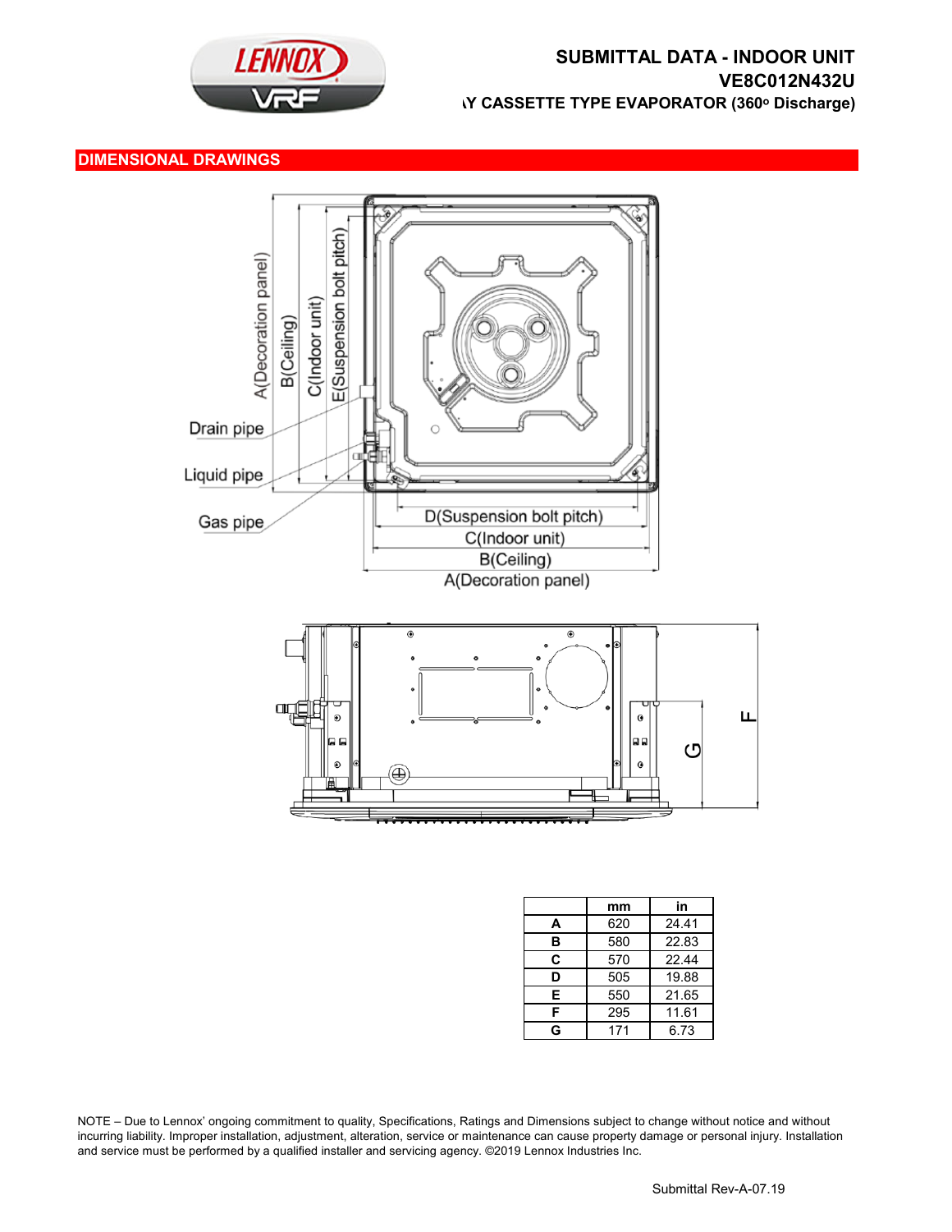# SUBMITTAL DATA - INDOOR UNIT
## VE8C012N432U
### ʌY CASSETTE TYPE EVAPORATOR (360º Discharge)

## DIMENSIONAL DRAWINGS

A(Decoration panel)
B(Ceiling)
C(Indoor unit)
E(Suspension bolt pitch)
Drain pipe
Liquid pipe
Gas pipe
D(Suspension bolt pitch)
C(Indoor unit)
B(Ceiling)
A(Decoration panel)

G
F

| | mm | in |
|---|---|---|
| **A** | 620 | 24.41 |
| **B** | 580 | 22.83 |
| **C** | 570 | 22.44 |
| **D** | 505 | 19.88 |
| **E** | 550 | 21.65 |
| **F** | 295 | 11.61 |
| **G** | 171 | 6.73 |

NOTE – Due to Lennox' ongoing commitment to quality, Specifications, Ratings and Dimensions subject to change without notice and without incurring liability. Improper installation, adjustment, alteration, service or maintenance can cause property damage or personal injury. Installation and service must be performed by a qualified installer and servicing agency. ©2019 Lennox Industries Inc.

Submittal Rev-A-07.19